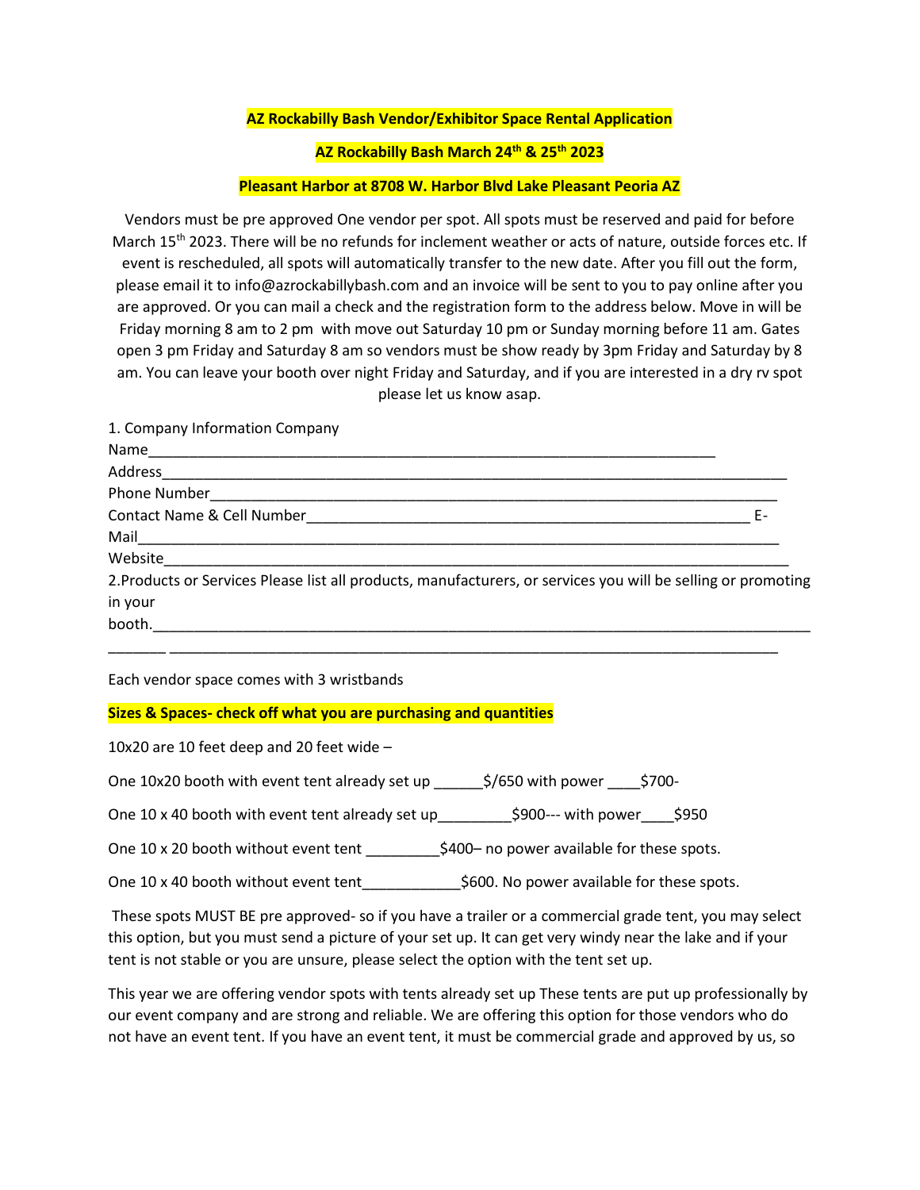**AZ Rockabilly Bash Vendor/Exhibitor Space Rental Application**

**AZ Rockabilly Bash March 24th & 25th 2023**

**Pleasant Harbor at 8708 W. Harbor Blvd Lake Pleasant Peoria AZ**

Vendors must be pre approved One vendor per spot. All spots must be reserved and paid for before March 15th 2023. There will be no refunds for inclement weather or acts of nature, outside forces etc. If event is rescheduled, all spots will automatically transfer to the new date. After you fill out the form, please email it to info@azrockabillybash.com and an invoice will be sent to you to pay online after you are approved. Or you can mail a check and the registration form to the address below. Move in will be Friday morning 8 am to 2 pm with move out Saturday 10 pm or Sunday morning before 11 am. Gates open 3 pm Friday and Saturday 8 am so vendors must be show ready by 3pm Friday and Saturday by 8 am. You can leave your booth over night Friday and Saturday, and if you are interested in a dry rv spot please let us know asap.

1. Company Information Company Name________________________________________________________________________

Address________________________________________________________________________________

Phone Number___________________________________________________________________________

Contact Name & Cell Number_______________________________________________________ E-Mail_________________________________________________________________________________

Website________________________________________________________________________________

2.Products or Services Please list all products, manufacturers, or services you will be selling or promoting in your booth.____________________________________________________________________________________

_______ _______________________________________________________________________________

Each vendor space comes with 3 wristbands

**Sizes & Spaces- check off what you are purchasing and quantities**

10x20 are 10 feet deep and 20 feet wide –

One 10x20 booth with event tent already set up ______$/650 with power ____$700-

One 10 x 40 booth with event tent already set up_________$900--- with power____$950

One 10 x 20 booth without event tent _________$400– no power available for these spots.

One 10 x 40 booth without event tent____________$600. No power available for these spots.

These spots MUST BE pre approved- so if you have a trailer or a commercial grade tent, you may select this option, but you must send a picture of your set up. It can get very windy near the lake and if your tent is not stable or you are unsure, please select the option with the tent set up.

This year we are offering vendor spots with tents already set up These tents are put up professionally by our event company and are strong and reliable. We are offering this option for those vendors who do not have an event tent. If you have an event tent, it must be commercial grade and approved by us, so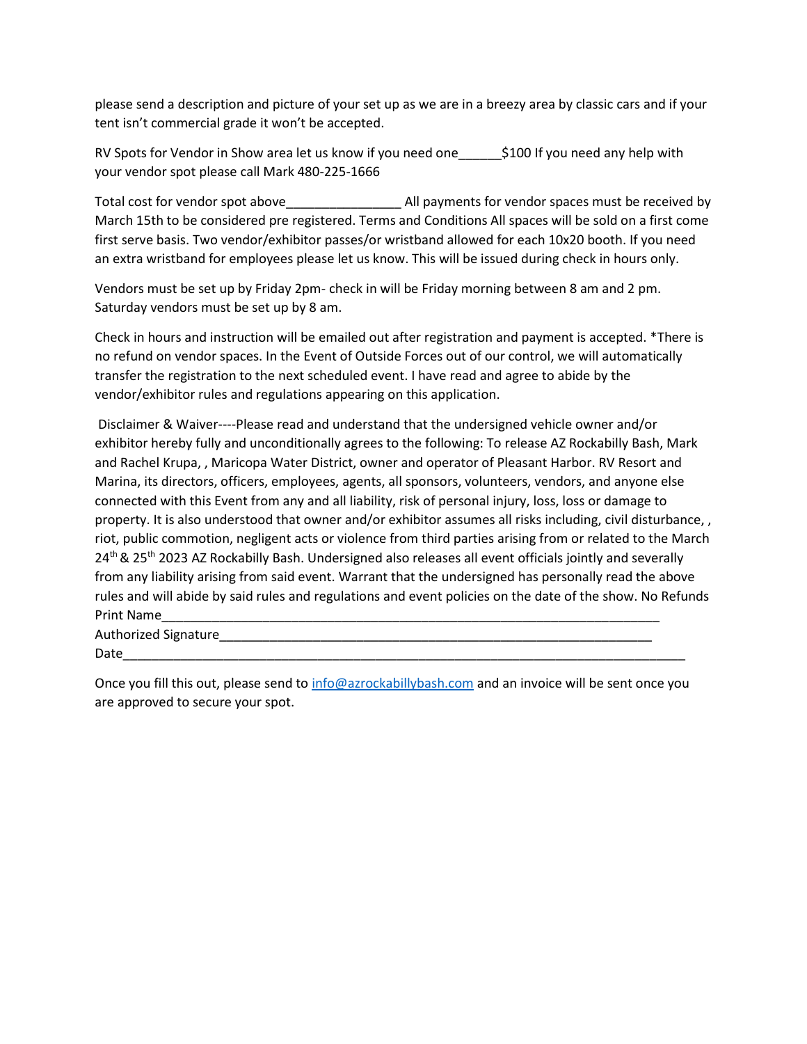please send a description and picture of your set up as we are in a breezy area by classic cars and if your tent isn't commercial grade it won't be accepted.

RV Spots for Vendor in Show area let us know if you need one______$100 If you need any help with your vendor spot please call Mark 480-225-1666

Total cost for vendor spot above________________ All payments for vendor spaces must be received by March 15th to be considered pre registered. Terms and Conditions All spaces will be sold on a first come first serve basis. Two vendor/exhibitor passes/or wristband allowed for each 10x20 booth. If you need an extra wristband for employees please let us know. This will be issued during check in hours only.

Vendors must be set up by Friday 2pm- check in will be Friday morning between 8 am and 2 pm. Saturday vendors must be set up by 8 am.

Check in hours and instruction will be emailed out after registration and payment is accepted. *There is no refund on vendor spaces. In the Event of Outside Forces out of our control, we will automatically transfer the registration to the next scheduled event. I have read and agree to abide by the vendor/exhibitor rules and regulations appearing on this application.

Disclaimer & Waiver----Please read and understand that the undersigned vehicle owner and/or exhibitor hereby fully and unconditionally agrees to the following: To release AZ Rockabilly Bash, Mark and Rachel Krupa, , Maricopa Water District, owner and operator of Pleasant Harbor. RV Resort and Marina, its directors, officers, employees, agents, all sponsors, volunteers, vendors, and anyone else connected with this Event from any and all liability, risk of personal injury, loss, loss or damage to property. It is also understood that owner and/or exhibitor assumes all risks including, civil disturbance, , riot, public commotion, negligent acts or violence from third parties arising from or related to the March 24th & 25th 2023 AZ Rockabilly Bash. Undersigned also releases all event officials jointly and severally from any liability arising from said event. Warrant that the undersigned has personally read the above rules and will abide by said rules and regulations and event policies on the date of the show. No Refunds

Print Name_________________________________________________________________________

Authorized Signature________________________________________________________________

Date______________________________________________________________________________

Once you fill this out, please send to info@azrockabillybash.com and an invoice will be sent once you are approved to secure your spot.